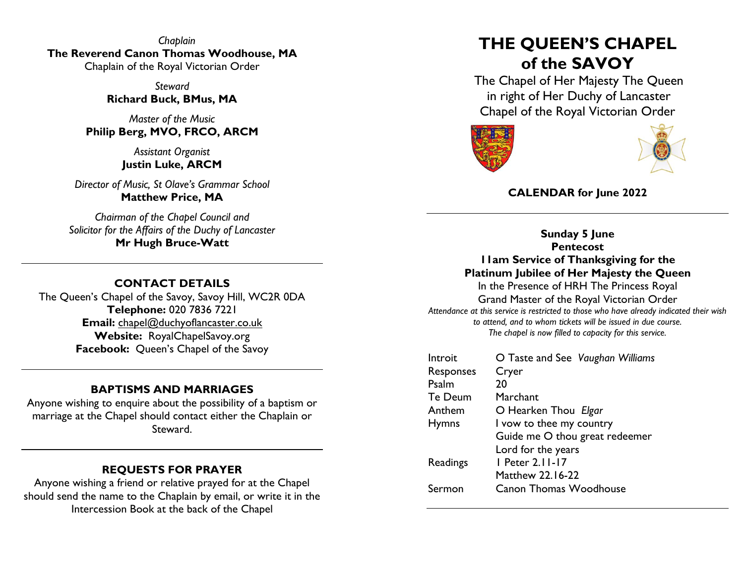*Chaplain*
**The Reverend Canon Thomas Woodhouse, MA**
Chaplain of the Royal Victorian Order

*Steward*
**Richard Buck, BMus, MA**

*Master of the Music*
**Philip Berg, MVO, FRCO, ARCM**

*Assistant Organist*
**Justin Luke, ARCM**

*Director of Music, St Olave's Grammar School*
**Matthew Price, MA**

*Chairman of the Chapel Council and*
*Solicitor for the Affairs of the Duchy of Lancaster*
**Mr Hugh Bruce-Watt**

---

## CONTACT DETAILS

The Queen's Chapel of the Savoy, Savoy Hill, WC2R 0DA
**Telephone:** 020 7836 7221
**Email:** chapel@duchyoflancaster.co.uk
**Website:** RoyalChapelSavoy.org
**Facebook:** Queen's Chapel of the Savoy

---

## BAPTISMS AND MARRIAGES

Anyone wishing to enquire about the possibility of a baptism or marriage at the Chapel should contact either the Chaplain or Steward.

---

## REQUESTS FOR PRAYER

Anyone wishing a friend or relative prayed for at the Chapel should send the name to the Chaplain by email, or write it in the Intercession Book at the back of the Chapel

# THE QUEEN'S CHAPEL of the SAVOY

The Chapel of Her Majesty The Queen
in right of Her Duchy of Lancaster
Chapel of the Royal Victorian Order

**CALENDAR for June 2022**

---

**Sunday 5 June**
**Pentecost**
**11am Service of Thanksgiving for the Platinum Jubilee of Her Majesty the Queen**
In the Presence of HRH The Princess Royal
Grand Master of the Royal Victorian Order

*Attendance at this service is restricted to those who have already indicated their wish to attend, and to whom tickets will be issued in due course.*
*The chapel is now filled to capacity for this service.*

| | |
|---|---|
| Introit | O Taste and See *Vaughan Williams* |
| Responses | Cryer |
| Psalm | 20 |
| Te Deum | Marchant |
| Anthem | O Hearken Thou *Elgar* |
| Hymns | I vow to thee my country |
| | Guide me O thou great redeemer |
| | Lord for the years |
| Readings | 1 Peter 2.11-17 |
| | Matthew 22.16-22 |
| Sermon | Canon Thomas Woodhouse |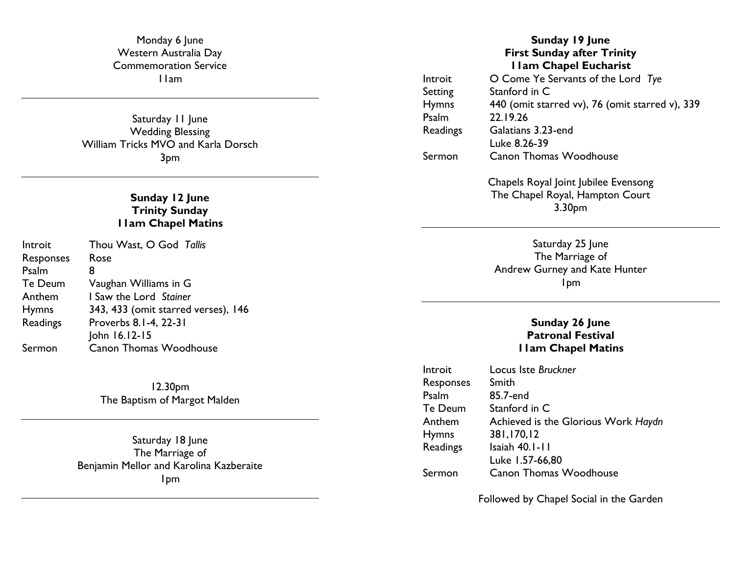Monday 6 June
Western Australia Day
Commemoration Service
11am

---

Saturday 11 June
Wedding Blessing
William Tricks MVO and Karla Dorsch
3pm

---

**Sunday 12 June**
**Trinity Sunday**
**11am Chapel Matins**

| | |
|---|---|
| Introit | Thou Wast, O God *Tallis* |
| Responses | Rose |
| Psalm | 8 |
| Te Deum | Vaughan Williams in G |
| Anthem | I Saw the Lord *Stainer* |
| Hymns | 343, 433 (omit starred verses), 146 |
| Readings | Proverbs 8.1-4, 22-31 |
| | John 16.12-15 |
| Sermon | Canon Thomas Woodhouse |

12.30pm
The Baptism of Margot Malden

---

Saturday 18 June
The Marriage of
Benjamin Mellor and Karolina Kazberaite
1pm

---

**Sunday 19 June**
**First Sunday after Trinity**
**11am Chapel Eucharist**

| | |
|---|---|
| Introit | O Come Ye Servants of the Lord *Tye* |
| Setting | Stanford in C |
| Hymns | 440 (omit starred vv), 76 (omit starred v), 339 |
| Psalm | 22.19.26 |
| Readings | Galatians 3.23-end |
| | Luke 8.26-39 |
| Sermon | Canon Thomas Woodhouse |

Chapels Royal Joint Jubilee Evensong
The Chapel Royal, Hampton Court
3.30pm

---

Saturday 25 June
The Marriage of
Andrew Gurney and Kate Hunter
1pm

---

**Sunday 26 June**
**Patronal Festival**
**11am Chapel Matins**

| | |
|---|---|
| Introit | Locus Iste *Bruckner* |
| Responses | Smith |
| Psalm | 85.7-end |
| Te Deum | Stanford in C |
| Anthem | Achieved is the Glorious Work *Haydn* |
| Hymns | 381,170,12 |
| Readings | Isaiah 40.1-11 |
| | Luke 1.57-66,80 |
| Sermon | Canon Thomas Woodhouse |

Followed by Chapel Social in the Garden